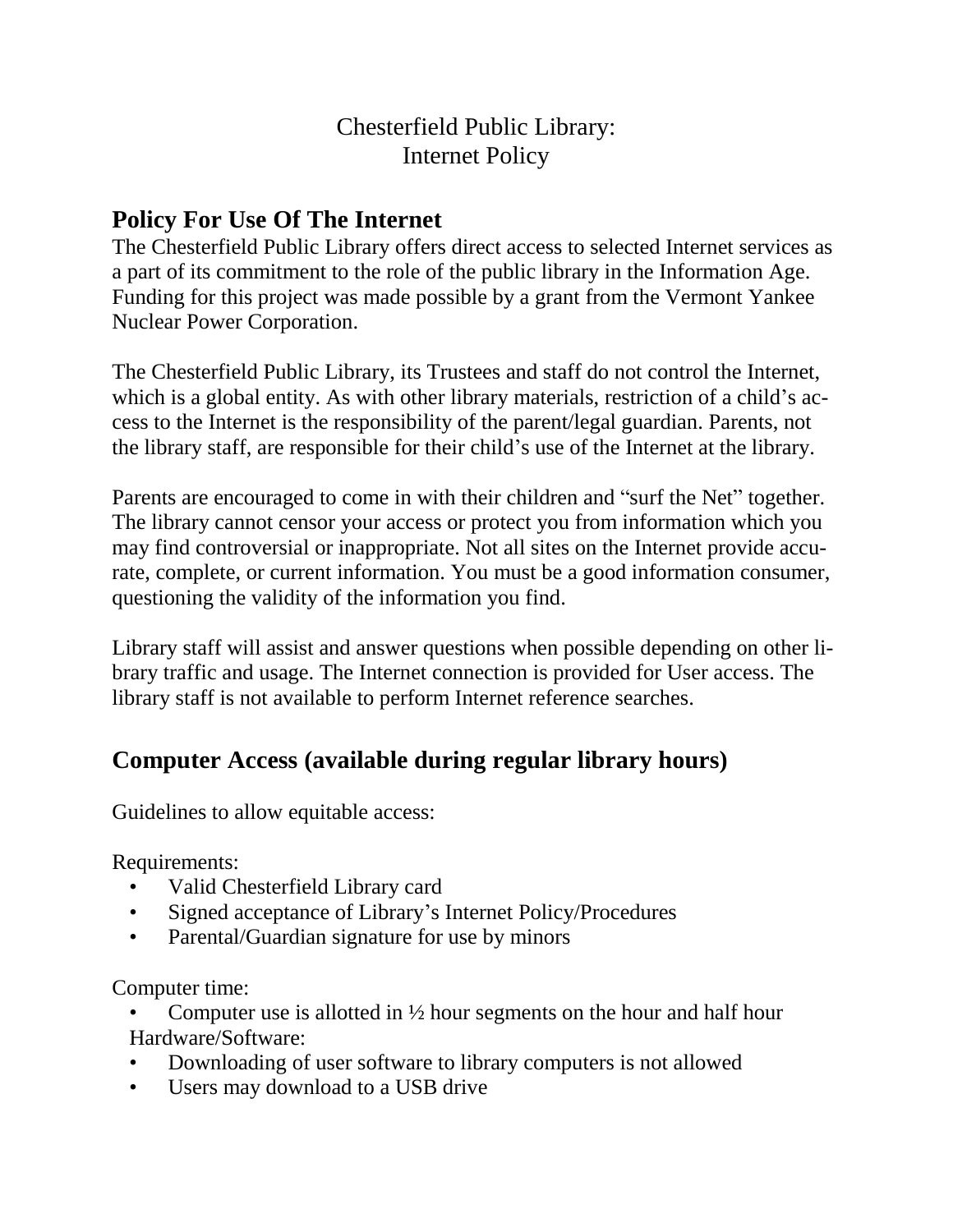# Chesterfield Public Library:
# Internet Policy

## Policy For Use Of The Internet

The Chesterfield Public Library offers direct access to selected Internet services as a part of its commitment to the role of the public library in the Information Age. Funding for this project was made possible by a grant from the Vermont Yankee Nuclear Power Corporation.

The Chesterfield Public Library, its Trustees and staff do not control the Internet, which is a global entity. As with other library materials, restriction of a child's access to the Internet is the responsibility of the parent/legal guardian. Parents, not the library staff, are responsible for their child's use of the Internet at the library.

Parents are encouraged to come in with their children and "surf the Net" together. The library cannot censor your access or protect you from information which you may find controversial or inappropriate. Not all sites on the Internet provide accurate, complete, or current information. You must be a good information consumer, questioning the validity of the information you find.

Library staff will assist and answer questions when possible depending on other library traffic and usage. The Internet connection is provided for User access. The library staff is not available to perform Internet reference searches.

## Computer Access (available during regular library hours)

Guidelines to allow equitable access:

Requirements:

- Valid Chesterfield Library card
- Signed acceptance of Library's Internet Policy/Procedures
- Parental/Guardian signature for use by minors

Computer time:

- Computer use is allotted in ½ hour segments on the hour and half hour

Hardware/Software:

- Downloading of user software to library computers is not allowed
- Users may download to a USB drive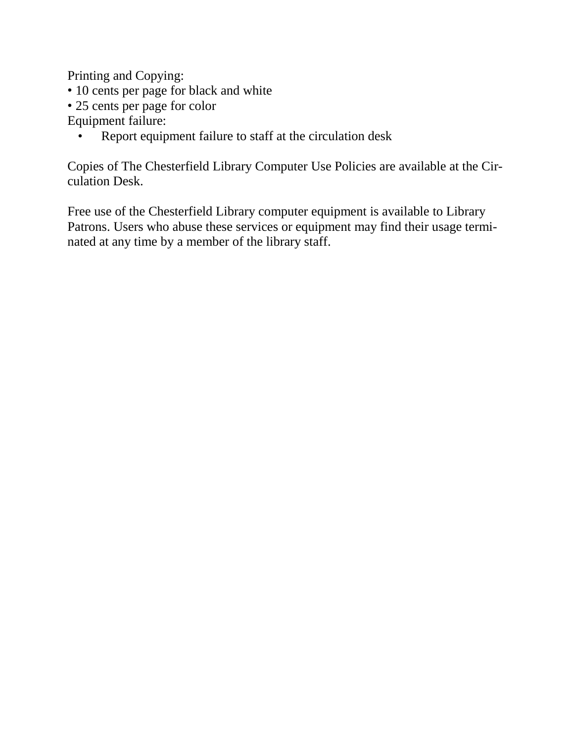Printing and Copying:

- 10 cents per page for black and white
- 25 cents per page for color

Equipment failure:

- Report equipment failure to staff at the circulation desk

Copies of The Chesterfield Library Computer Use Policies are available at the Circulation Desk.

Free use of the Chesterfield Library computer equipment is available to Library Patrons. Users who abuse these services or equipment may find their usage terminated at any time by a member of the library staff.